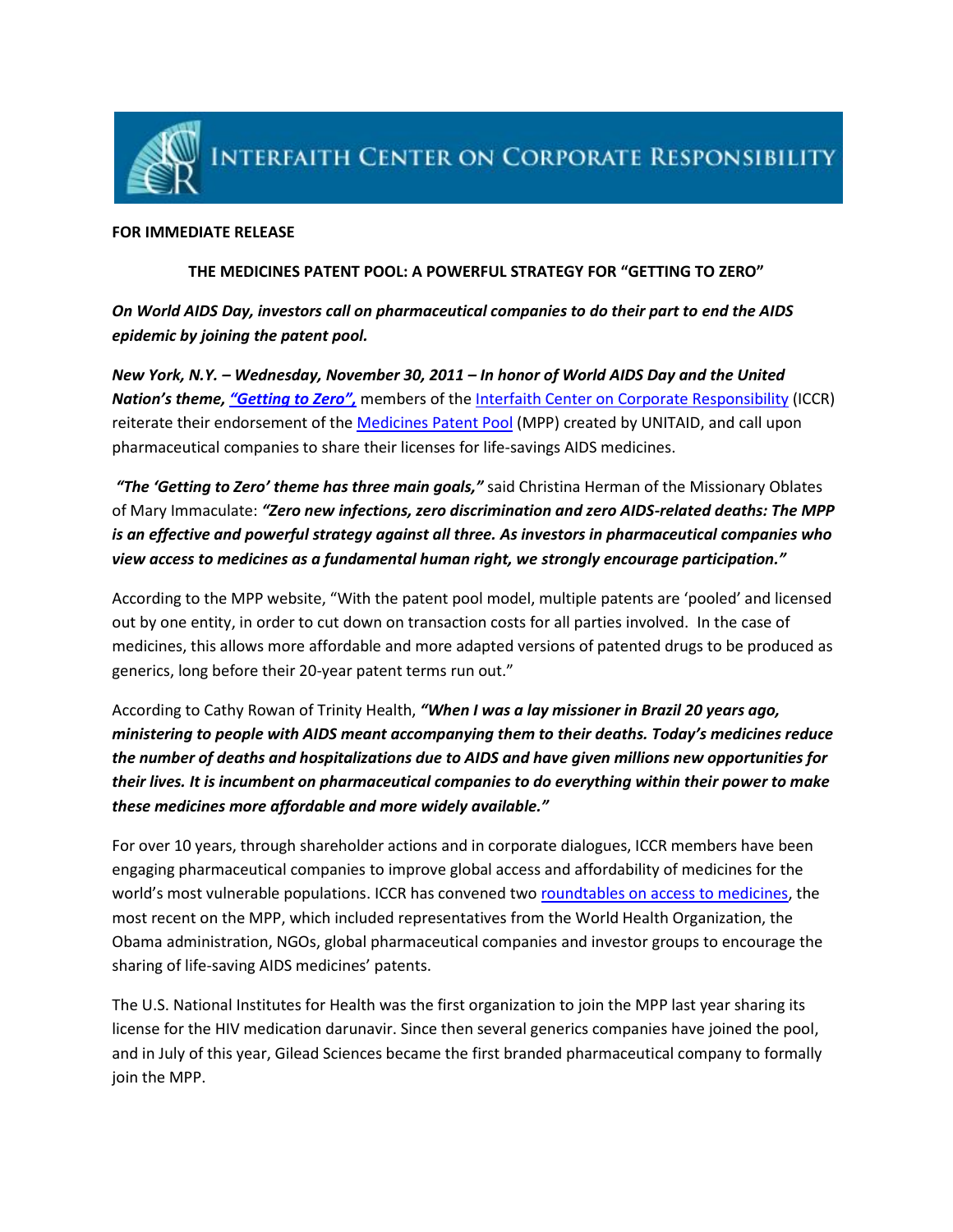INTERFAITH CENTER ON CORPORATE RESPONSIBILITY

**FOR IMMEDIATE RELEASE**

**THE MEDICINES PATENT POOL: A POWERFUL STRATEGY FOR "GETTING TO ZERO"**

***On World AIDS Day, investors call on pharmaceutical companies to do their part to end the AIDS epidemic by joining the patent pool.***

***New York, N.Y. – Wednesday, November 30, 2011 – In honor of World AIDS Day and the United Nation's theme, "Getting to Zero",*** members of the Interfaith Center on Corporate Responsibility (ICCR) reiterate their endorsement of the Medicines Patent Pool (MPP) created by UNITAID, and call upon pharmaceutical companies to share their licenses for life-savings AIDS medicines.

***"The 'Getting to Zero' theme has three main goals,"*** said Christina Herman of the Missionary Oblates of Mary Immaculate: ***"Zero new infections, zero discrimination and zero AIDS-related deaths: The MPP is an effective and powerful strategy against all three. As investors in pharmaceutical companies who view access to medicines as a fundamental human right, we strongly encourage participation."***

According to the MPP website, "With the patent pool model, multiple patents are 'pooled' and licensed out by one entity, in order to cut down on transaction costs for all parties involved. In the case of medicines, this allows more affordable and more adapted versions of patented drugs to be produced as generics, long before their 20-year patent terms run out."

According to Cathy Rowan of Trinity Health, ***"When I was a lay missioner in Brazil 20 years ago, ministering to people with AIDS meant accompanying them to their deaths. Today's medicines reduce the number of deaths and hospitalizations due to AIDS and have given millions new opportunities for their lives. It is incumbent on pharmaceutical companies to do everything within their power to make these medicines more affordable and more widely available."***

For over 10 years, through shareholder actions and in corporate dialogues, ICCR members have been engaging pharmaceutical companies to improve global access and affordability of medicines for the world's most vulnerable populations. ICCR has convened two roundtables on access to medicines, the most recent on the MPP, which included representatives from the World Health Organization, the Obama administration, NGOs, global pharmaceutical companies and investor groups to encourage the sharing of life-saving AIDS medicines' patents.

The U.S. National Institutes for Health was the first organization to join the MPP last year sharing its license for the HIV medication darunavir. Since then several generics companies have joined the pool, and in July of this year, Gilead Sciences became the first branded pharmaceutical company to formally join the MPP.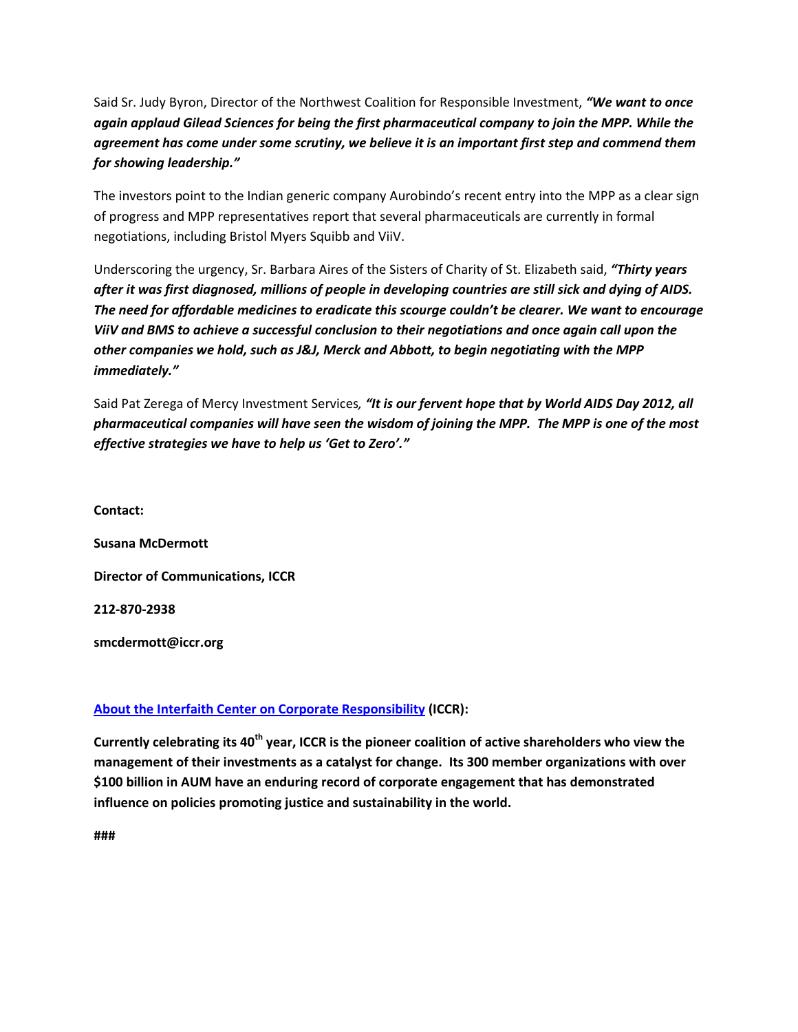Said Sr. Judy Byron, Director of the Northwest Coalition for Responsible Investment, ***"We want to once again applaud Gilead Sciences for being the first pharmaceutical company to join the MPP. While the agreement has come under some scrutiny, we believe it is an important first step and commend them for showing leadership."***

The investors point to the Indian generic company Aurobindo's recent entry into the MPP as a clear sign of progress and MPP representatives report that several pharmaceuticals are currently in formal negotiations, including Bristol Myers Squibb and ViiV.

Underscoring the urgency, Sr. Barbara Aires of the Sisters of Charity of St. Elizabeth said, ***"Thirty years after it was first diagnosed, millions of people in developing countries are still sick and dying of AIDS. The need for affordable medicines to eradicate this scourge couldn't be clearer. We want to encourage ViiV and BMS to achieve a successful conclusion to their negotiations and once again call upon the other companies we hold, such as J&J, Merck and Abbott, to begin negotiating with the MPP immediately."***

Said Pat Zerega of Mercy Investment Services***, "It is our fervent hope that by World AIDS Day 2012, all pharmaceutical companies will have seen the wisdom of joining the MPP. The MPP is one of the most effective strategies we have to help us 'Get to Zero'."***

**Contact:**

**Susana McDermott**

**Director of Communications, ICCR**

**212-870-2938**

**smcdermott@iccr.org**

**About the Interfaith Center on Corporate Responsibility (ICCR):**

**Currently celebrating its 40th year, ICCR is the pioneer coalition of active shareholders who view the management of their investments as a catalyst for change. Its 300 member organizations with over $100 billion in AUM have an enduring record of corporate engagement that has demonstrated influence on policies promoting justice and sustainability in the world.**

**###**